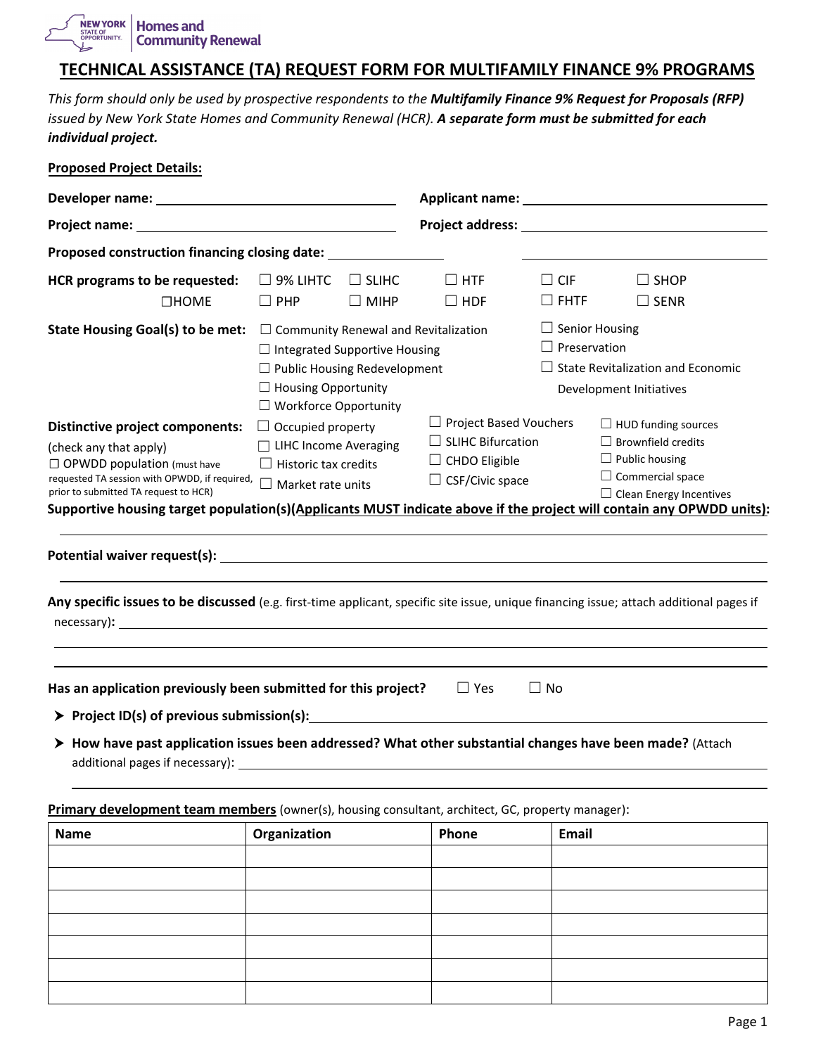# TECHNICAL ASSISTANCE (TA) REQUEST FORM FOR MULTIFAMILY FINANCE 9% PROGRAMS

*This form should only be used by prospective respondents to the **Multifamily Finance 9% Request for Proposals (RFP)** issued by New York State Homes and Community Renewal (HCR). **A separate form must be submitted for each individual project.***

**Proposed Project Details:**

**Developer name:** ______________________ **Applicant name:** ______________________

**Project name:** ______________________ **Project address:** ______________________

**Proposed construction financing closing date:** ______________ ______________________

**HCR programs to be requested:** ☐ 9% LIHTC ☐ SLIHC ☐ HTF ☐ CIF ☐ SHOP ☐HOME ☐ PHP ☐ MIHP ☐ HDF ☐ FHTF ☐ SENR

**State Housing Goal(s) to be met:**
- ☐ Community Renewal and Revitalization
- ☐ Integrated Supportive Housing
- ☐ Public Housing Redevelopment
- ☐ Housing Opportunity
- ☐ Workforce Opportunity
- ☐ Senior Housing
- ☐ Preservation
- ☐ State Revitalization and Economic Development Initiatives

**Distinctive project components:** (check any that apply)
- ☐ OPWDD population (must have requested TA session with OPWDD, if required, prior to submitted TA request to HCR)
- ☐ Occupied property
- ☐ LIHC Income Averaging
- ☐ Historic tax credits
- ☐ Market rate units
- ☐ Project Based Vouchers
- ☐ SLIHC Bifurcation
- ☐ CHDO Eligible
- ☐ CSF/Civic space
- ☐ HUD funding sources
- ☐ Brownfield credits
- ☐ Public housing
- ☐ Commercial space
- ☐ Clean Energy Incentives

**Supportive housing target population(s)(<u>Applicants MUST indicate above if the project will contain any OPWDD units</u>):** ______________________

**Potential waiver request(s):** ______________________

**Any specific issues to be discussed** (e.g. first-time applicant, specific site issue, unique financing issue; attach additional pages if necessary)**:** ______________________

**Has an application previously been submitted for this project?** ☐ Yes ☐ No

- **Project ID(s) of previous submission(s):** ______________________
- **How have past application issues been addressed? What other substantial changes have been made?** (Attach additional pages if necessary): ______________________

**<u>Primary development team members</u>** (owner(s), housing consultant, architect, GC, property manager):

| Name | Organization | Phone | Email |
|---|---|---|---|
| | | | |
| | | | |
| | | | |
| | | | |
| | | | |
| | | | |
| | | | |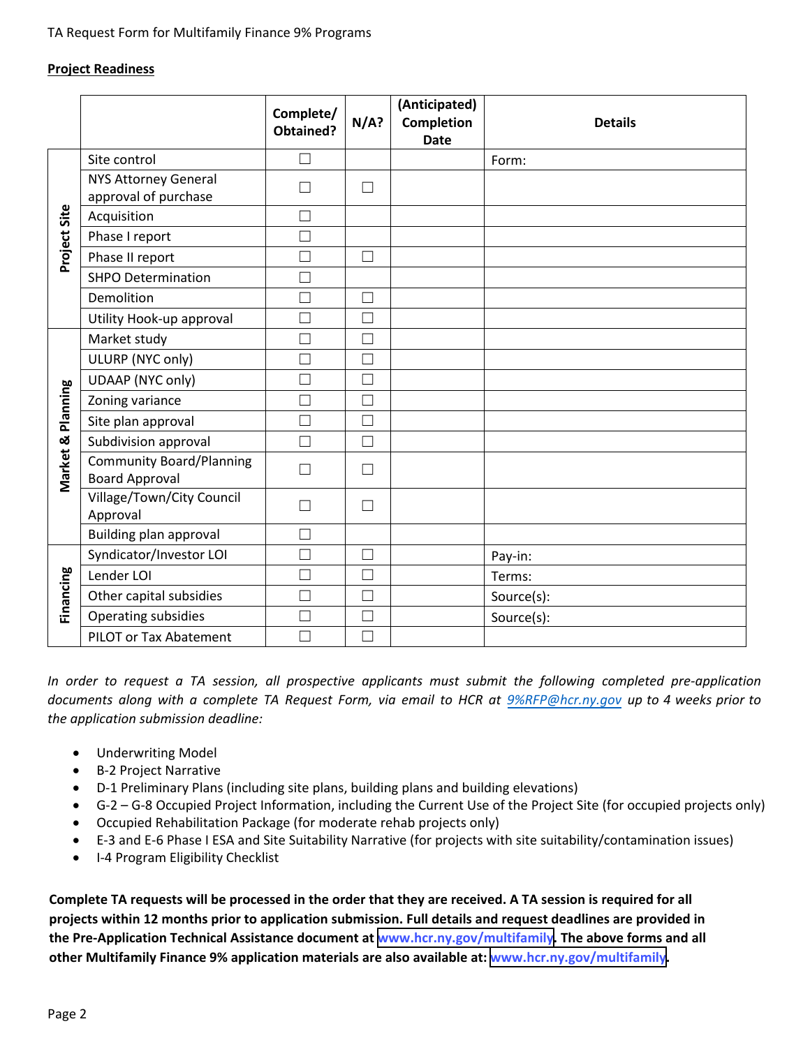TA Request Form for Multifamily Finance 9% Programs

**Project Readiness**

| | | Complete/ Obtained? | N/A? | (Anticipated) Completion Date | Details |
|---|---|---|---|---|---|
| Project Site | Site control | ☐ | | | Form: |
| | NYS Attorney General approval of purchase | ☐ | ☐ | | |
| | Acquisition | ☐ | | | |
| | Phase I report | ☐ | | | |
| | Phase II report | ☐ | ☐ | | |
| | SHPO Determination | ☐ | | | |
| | Demolition | ☐ | ☐ | | |
| | Utility Hook-up approval | ☐ | ☐ | | |
| Market & Planning | Market study | ☐ | ☐ | | |
| | ULURP (NYC only) | ☐ | ☐ | | |
| | UDAAP (NYC only) | ☐ | ☐ | | |
| | Zoning variance | ☐ | ☐ | | |
| | Site plan approval | ☐ | ☐ | | |
| | Subdivision approval | ☐ | ☐ | | |
| | Community Board/Planning Board Approval | ☐ | ☐ | | |
| | Village/Town/City Council Approval | ☐ | ☐ | | |
| | Building plan approval | ☐ | | | |
| Financing | Syndicator/Investor LOI | ☐ | ☐ | | Pay-in: |
| | Lender LOI | ☐ | ☐ | | Terms: |
| | Other capital subsidies | ☐ | ☐ | | Source(s): |
| | Operating subsidies | ☐ | ☐ | | Source(s): |
| | PILOT or Tax Abatement | ☐ | ☐ | | |

*In order to request a TA session, all prospective applicants must submit the following completed pre-application documents along with a complete TA Request Form, via email to HCR at 9%RFP@hcr.ny.gov up to 4 weeks prior to the application submission deadline:*

- Underwriting Model
- B-2 Project Narrative
- D-1 Preliminary Plans (including site plans, building plans and building elevations)
- G-2 – G-8 Occupied Project Information, including the Current Use of the Project Site (for occupied projects only)
- Occupied Rehabilitation Package (for moderate rehab projects only)
- E-3 and E-6 Phase I ESA and Site Suitability Narrative (for projects with site suitability/contamination issues)
- I-4 Program Eligibility Checklist

**Complete TA requests will be processed in the order that they are received. A TA session is required for all projects within 12 months prior to application submission. Full details and request deadlines are provided in the Pre-Application Technical Assistance document at www.hcr.ny.gov/multifamily. The above forms and all other Multifamily Finance 9% application materials are also available at: www.hcr.ny.gov/multifamily.**